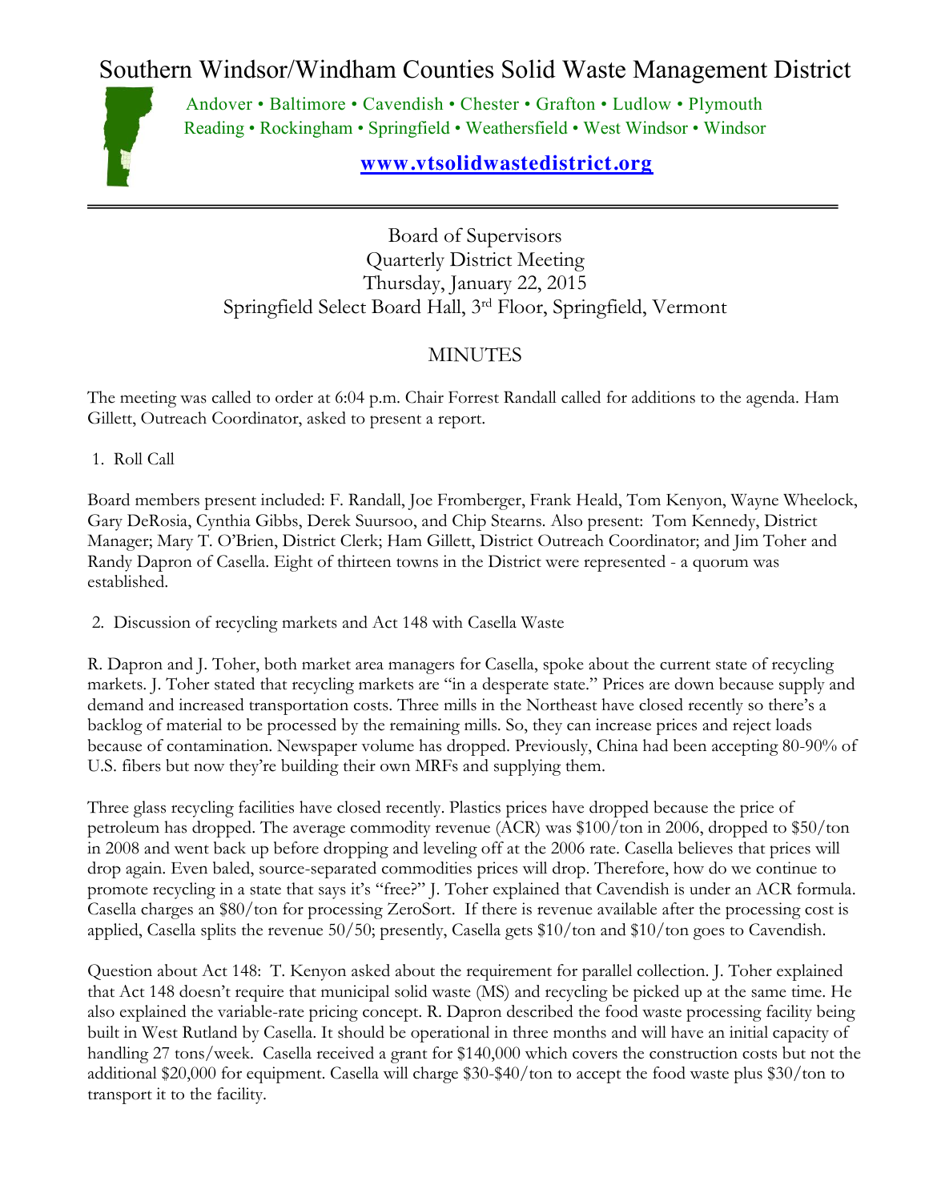# Southern Windsor/Windham Counties Solid Waste Management District

Andover • Baltimore • Cavendish • Chester • Grafton • Ludlow • Plymouth
Reading • Rockingham • Springfield • Weathersfield • West Windsor • Windsor

**www.vtsolidwastedistrict.org**

---

Board of Supervisors
Quarterly District Meeting
Thursday, January 22, 2015
Springfield Select Board Hall, 3rd Floor, Springfield, Vermont

## MINUTES

The meeting was called to order at 6:04 p.m. Chair Forrest Randall called for additions to the agenda. Ham Gillett, Outreach Coordinator, asked to present a report.

1. Roll Call

Board members present included: F. Randall, Joe Fromberger, Frank Heald, Tom Kenyon, Wayne Wheelock, Gary DeRosia, Cynthia Gibbs, Derek Suursoo, and Chip Stearns. Also present: Tom Kennedy, District Manager; Mary T. O'Brien, District Clerk; Ham Gillett, District Outreach Coordinator; and Jim Toher and Randy Dapron of Casella. Eight of thirteen towns in the District were represented - a quorum was established.

2. Discussion of recycling markets and Act 148 with Casella Waste

R. Dapron and J. Toher, both market area managers for Casella, spoke about the current state of recycling markets. J. Toher stated that recycling markets are "in a desperate state." Prices are down because supply and demand and increased transportation costs. Three mills in the Northeast have closed recently so there's a backlog of material to be processed by the remaining mills. So, they can increase prices and reject loads because of contamination. Newspaper volume has dropped. Previously, China had been accepting 80-90% of U.S. fibers but now they're building their own MRFs and supplying them.

Three glass recycling facilities have closed recently. Plastics prices have dropped because the price of petroleum has dropped. The average commodity revenue (ACR) was $100/ton in 2006, dropped to $50/ton in 2008 and went back up before dropping and leveling off at the 2006 rate. Casella believes that prices will drop again. Even baled, source-separated commodities prices will drop. Therefore, how do we continue to promote recycling in a state that says it's "free?" J. Toher explained that Cavendish is under an ACR formula. Casella charges an $80/ton for processing ZeroSort. If there is revenue available after the processing cost is applied, Casella splits the revenue 50/50; presently, Casella gets $10/ton and $10/ton goes to Cavendish.

Question about Act 148: T. Kenyon asked about the requirement for parallel collection. J. Toher explained that Act 148 doesn't require that municipal solid waste (MS) and recycling be picked up at the same time. He also explained the variable-rate pricing concept. R. Dapron described the food waste processing facility being built in West Rutland by Casella. It should be operational in three months and will have an initial capacity of handling 27 tons/week. Casella received a grant for $140,000 which covers the construction costs but not the additional $20,000 for equipment. Casella will charge $30-$40/ton to accept the food waste plus $30/ton to transport it to the facility.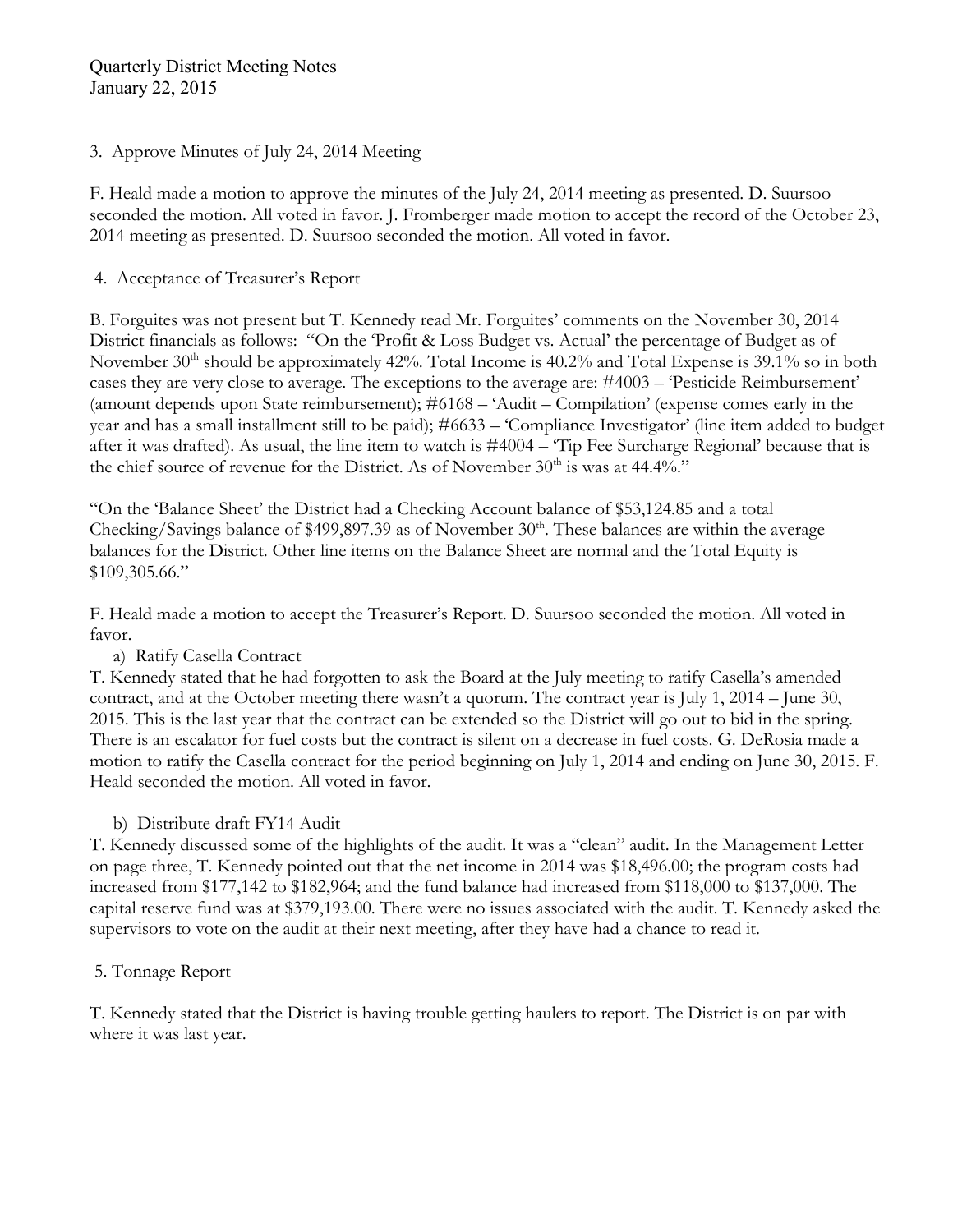Quarterly District Meeting Notes
January 22, 2015

3. Approve Minutes of July 24, 2014 Meeting

F. Heald made a motion to approve the minutes of the July 24, 2014 meeting as presented. D. Suursoo seconded the motion. All voted in favor. J. Fromberger made motion to accept the record of the October 23, 2014 meeting as presented. D. Suursoo seconded the motion. All voted in favor.

4. Acceptance of Treasurer's Report

B. Forguites was not present but T. Kennedy read Mr. Forguites' comments on the November 30, 2014 District financials as follows: "On the 'Profit & Loss Budget vs. Actual' the percentage of Budget as of November 30th should be approximately 42%. Total Income is 40.2% and Total Expense is 39.1% so in both cases they are very close to average. The exceptions to the average are: #4003 – 'Pesticide Reimbursement' (amount depends upon State reimbursement); #6168 – 'Audit – Compilation' (expense comes early in the year and has a small installment still to be paid); #6633 – 'Compliance Investigator' (line item added to budget after it was drafted). As usual, the line item to watch is #4004 – 'Tip Fee Surcharge Regional' because that is the chief source of revenue for the District. As of November 30th is was at 44.4%."

"On the 'Balance Sheet' the District had a Checking Account balance of $53,124.85 and a total Checking/Savings balance of $499,897.39 as of November 30th. These balances are within the average balances for the District. Other line items on the Balance Sheet are normal and the Total Equity is $109,305.66."

F. Heald made a motion to accept the Treasurer's Report. D. Suursoo seconded the motion. All voted in favor.

a) Ratify Casella Contract

T. Kennedy stated that he had forgotten to ask the Board at the July meeting to ratify Casella's amended contract, and at the October meeting there wasn't a quorum. The contract year is July 1, 2014 – June 30, 2015. This is the last year that the contract can be extended so the District will go out to bid in the spring. There is an escalator for fuel costs but the contract is silent on a decrease in fuel costs. G. DeRosia made a motion to ratify the Casella contract for the period beginning on July 1, 2014 and ending on June 30, 2015. F. Heald seconded the motion. All voted in favor.

b) Distribute draft FY14 Audit

T. Kennedy discussed some of the highlights of the audit. It was a "clean" audit. In the Management Letter on page three, T. Kennedy pointed out that the net income in 2014 was $18,496.00; the program costs had increased from $177,142 to $182,964; and the fund balance had increased from $118,000 to $137,000. The capital reserve fund was at $379,193.00. There were no issues associated with the audit. T. Kennedy asked the supervisors to vote on the audit at their next meeting, after they have had a chance to read it.

5. Tonnage Report

T. Kennedy stated that the District is having trouble getting haulers to report. The District is on par with where it was last year.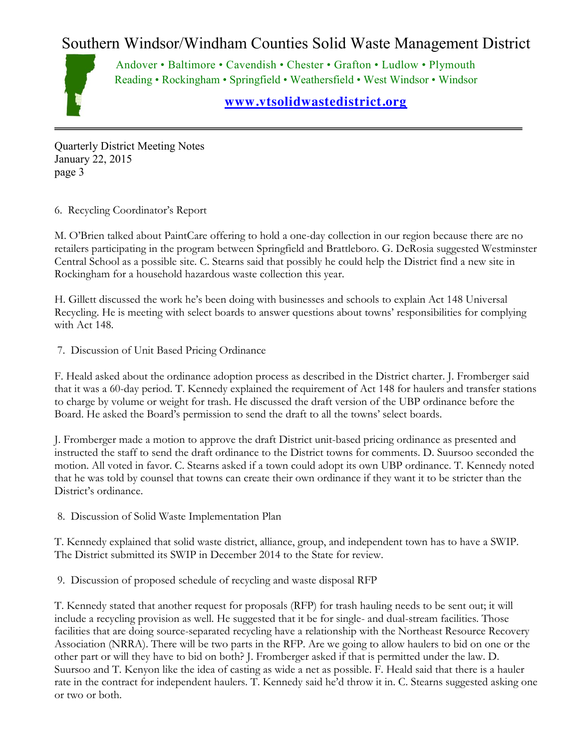# Southern Windsor/Windham Counties Solid Waste Management District

Andover • Baltimore • Cavendish • Chester • Grafton • Ludlow • Plymouth
Reading • Rockingham • Springfield • Weathersfield • West Windsor • Windsor

**www.vtsolidwastedistrict.org**

---

Quarterly District Meeting Notes
January 22, 2015
page 3

6. Recycling Coordinator's Report

M. O'Brien talked about PaintCare offering to hold a one-day collection in our region because there are no retailers participating in the program between Springfield and Brattleboro. G. DeRosia suggested Westminster Central School as a possible site. C. Stearns said that possibly he could help the District find a new site in Rockingham for a household hazardous waste collection this year.

H. Gillett discussed the work he's been doing with businesses and schools to explain Act 148 Universal Recycling. He is meeting with select boards to answer questions about towns' responsibilities for complying with Act 148.

7. Discussion of Unit Based Pricing Ordinance

F. Heald asked about the ordinance adoption process as described in the District charter. J. Fromberger said that it was a 60-day period. T. Kennedy explained the requirement of Act 148 for haulers and transfer stations to charge by volume or weight for trash. He discussed the draft version of the UBP ordinance before the Board. He asked the Board's permission to send the draft to all the towns' select boards.

J. Fromberger made a motion to approve the draft District unit-based pricing ordinance as presented and instructed the staff to send the draft ordinance to the District towns for comments. D. Suursoo seconded the motion. All voted in favor. C. Stearns asked if a town could adopt its own UBP ordinance. T. Kennedy noted that he was told by counsel that towns can create their own ordinance if they want it to be stricter than the District's ordinance.

8. Discussion of Solid Waste Implementation Plan

T. Kennedy explained that solid waste district, alliance, group, and independent town has to have a SWIP. The District submitted its SWIP in December 2014 to the State for review.

9. Discussion of proposed schedule of recycling and waste disposal RFP

T. Kennedy stated that another request for proposals (RFP) for trash hauling needs to be sent out; it will include a recycling provision as well. He suggested that it be for single- and dual-stream facilities. Those facilities that are doing source-separated recycling have a relationship with the Northeast Resource Recovery Association (NRRA). There will be two parts in the RFP. Are we going to allow haulers to bid on one or the other part or will they have to bid on both? J. Fromberger asked if that is permitted under the law. D. Suursoo and T. Kenyon like the idea of casting as wide a net as possible. F. Heald said that there is a hauler rate in the contract for independent haulers. T. Kennedy said he'd throw it in. C. Stearns suggested asking one or two or both.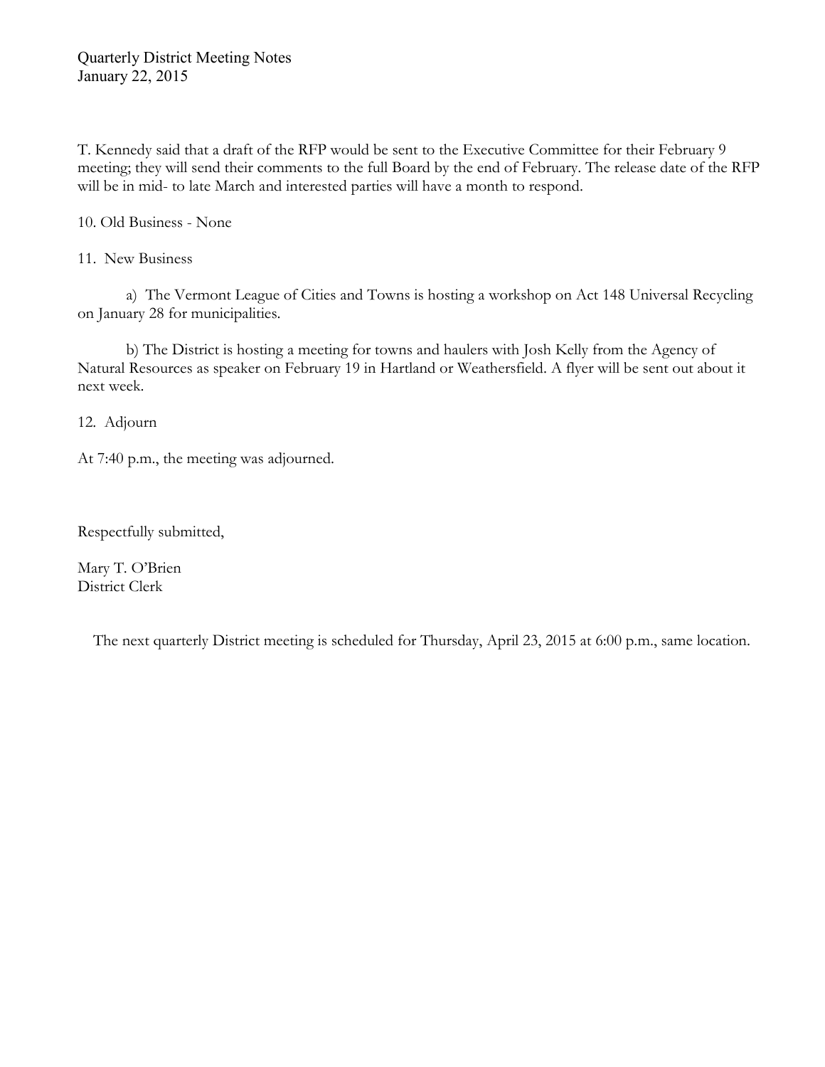T. Kennedy said that a draft of the RFP would be sent to the Executive Committee for their February 9 meeting; they will send their comments to the full Board by the end of February. The release date of the RFP will be in mid- to late March and interested parties will have a month to respond.

10. Old Business - None

11. New Business

a) The Vermont League of Cities and Towns is hosting a workshop on Act 148 Universal Recycling on January 28 for municipalities.

b) The District is hosting a meeting for towns and haulers with Josh Kelly from the Agency of Natural Resources as speaker on February 19 in Hartland or Weathersfield. A flyer will be sent out about it next week.

12. Adjourn

At 7:40 p.m., the meeting was adjourned.

Respectfully submitted,

Mary T. O'Brien
District Clerk

The next quarterly District meeting is scheduled for Thursday, April 23, 2015 at 6:00 p.m., same location.